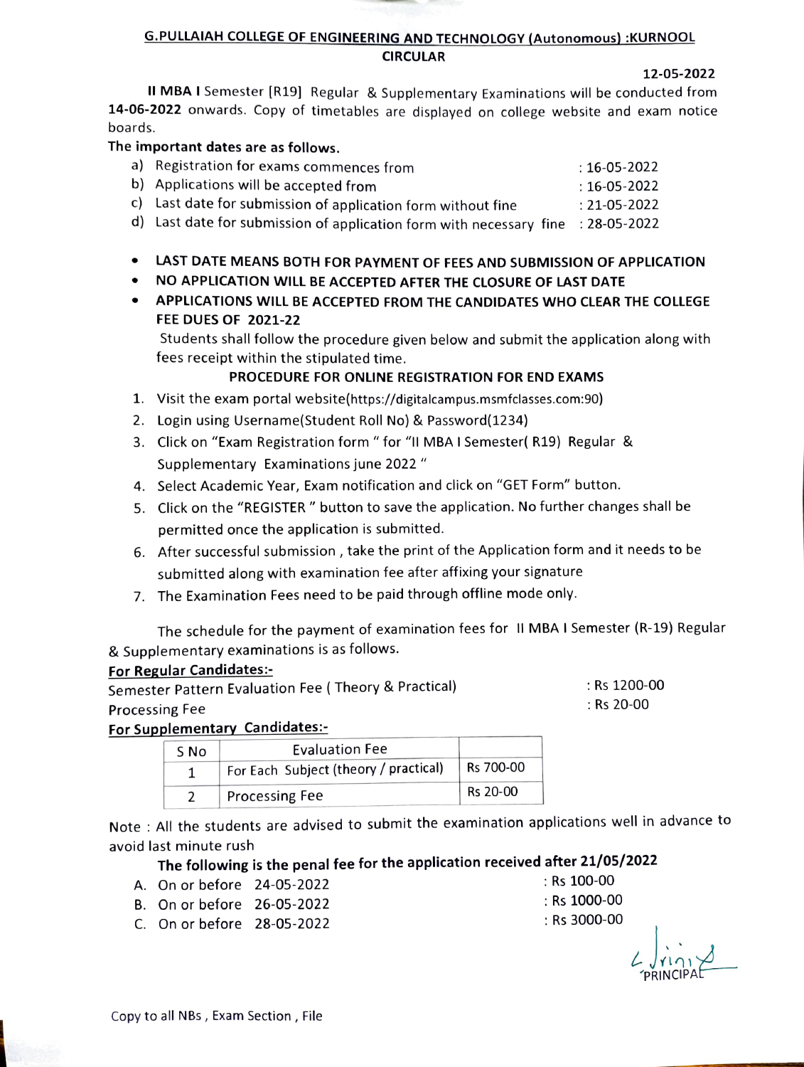## G.PULLAIAH COLLEGE OF ENGINEERING AND TECHNOLOGY (Autonomous) :KURNOOL

### CIRCULAR

**12-05-2022**

**II MBA I** Semester [R19] Regular & Supplementary Examinations will be conducted from **14-06-2022** onwards. Copy of timetables are displayed on college website and exam notice boards.

**The important dates are as follows.**

a) Registration for exams commences from : 16-05-2022
b) Applications will be accepted from : 16-05-2022
c) Last date for submission of application form without fine : 21-05-2022
d) Last date for submission of application form with necessary fine : 28-05-2022

- **LAST DATE MEANS BOTH FOR PAYMENT OF FEES AND SUBMISSION OF APPLICATION**
- **NO APPLICATION WILL BE ACCEPTED AFTER THE CLOSURE OF LAST DATE**
- **APPLICATIONS WILL BE ACCEPTED FROM THE CANDIDATES WHO CLEAR THE COLLEGE FEE DUES OF 2021-22**

  Students shall follow the procedure given below and submit the application along with fees receipt within the stipulated time.

**PROCEDURE FOR ONLINE REGISTRATION FOR END EXAMS**

1. Visit the exam portal website(https://digitalcampus.msmfclasses.com:90)
2. Login using Username(Student Roll No) & Password(1234)
3. Click on "Exam Registration form " for "II MBA I Semester( R19) Regular & Supplementary Examinations june 2022 "
4. Select Academic Year, Exam notification and click on "GET Form" button.
5. Click on the "REGISTER " button to save the application. No further changes shall be permitted once the application is submitted.
6. After successful submission , take the print of the Application form and it needs to be submitted along with examination fee after affixing your signature
7. The Examination Fees need to be paid through offline mode only.

The schedule for the payment of examination fees for II MBA I Semester (R-19) Regular & Supplementary examinations is as follows.

**For Regular Candidates:-**

Semester Pattern Evaluation Fee ( Theory & Practical) : Rs 1200-00
Processing Fee : Rs 20-00

**For Supplementary Candidates:-**

| S No | Evaluation Fee | |
|---|---|---|
| 1 | For Each Subject (theory / practical) | Rs 700-00 |
| 2 | Processing Fee | Rs 20-00 |

Note : All the students are advised to submit the examination applications well in advance to avoid last minute rush

**The following is the penal fee for the application received after 21/05/2022**

A. On or before 24-05-2022 : Rs 100-00
B. On or before 26-05-2022 : Rs 1000-00
C. On or before 28-05-2022 : Rs 3000-00

PRINCIPAL

Copy to all NBs , Exam Section , File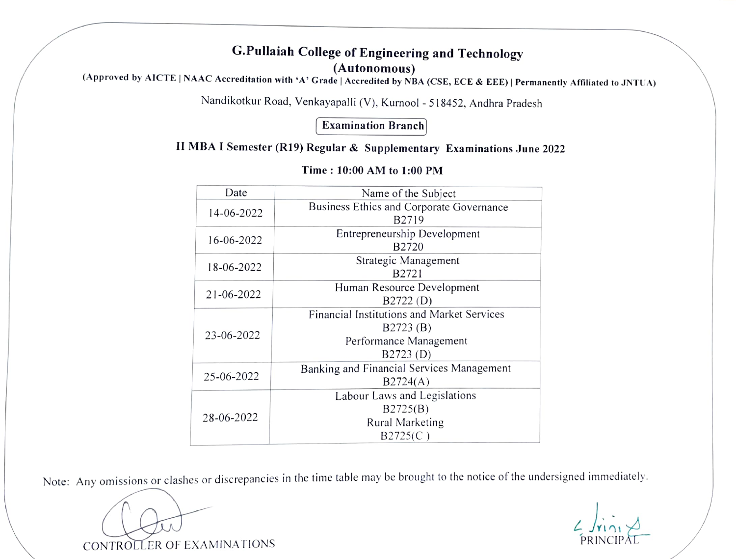# G.Pullaiah College of Engineering and Technology

## (Autonomous)

(Approved by AICTE | NAAC Accreditation with 'A' Grade | Accredited by NBA (CSE, ECE & EEE) | Permanently Affiliated to JNTUA)

Nandikotkur Road, Venkayapalli (V), Kurnool - 518452, Andhra Pradesh

**Examination Branch**

**II MBA I Semester (R19) Regular & Supplementary Examinations June 2022**

**Time : 10:00 AM to 1:00 PM**

| Date | Name of the Subject |
|---|---|
| 14-06-2022 | Business Ethics and Corporate Governance<br>B2719 |
| 16-06-2022 | Entrepreneurship Development<br>B2720 |
| 18-06-2022 | Strategic Management<br>B2721 |
| 21-06-2022 | Human Resource Development<br>B2722 (D) |
| 23-06-2022 | Financial Institutions and Market Services<br>B2723 (B)<br>Performance Management<br>B2723 (D) |
| 25-06-2022 | Banking and Financial Services Management<br>B2724(A) |
| 28-06-2022 | Labour Laws and Legislations<br>B2725(B)<br>Rural Marketing<br>B2725(C ) |

Note: Any omissions or clashes or discrepancies in the time table may be brought to the notice of the undersigned immediately.

CONTROLLER OF EXAMINATIONS

PRINCIPAL